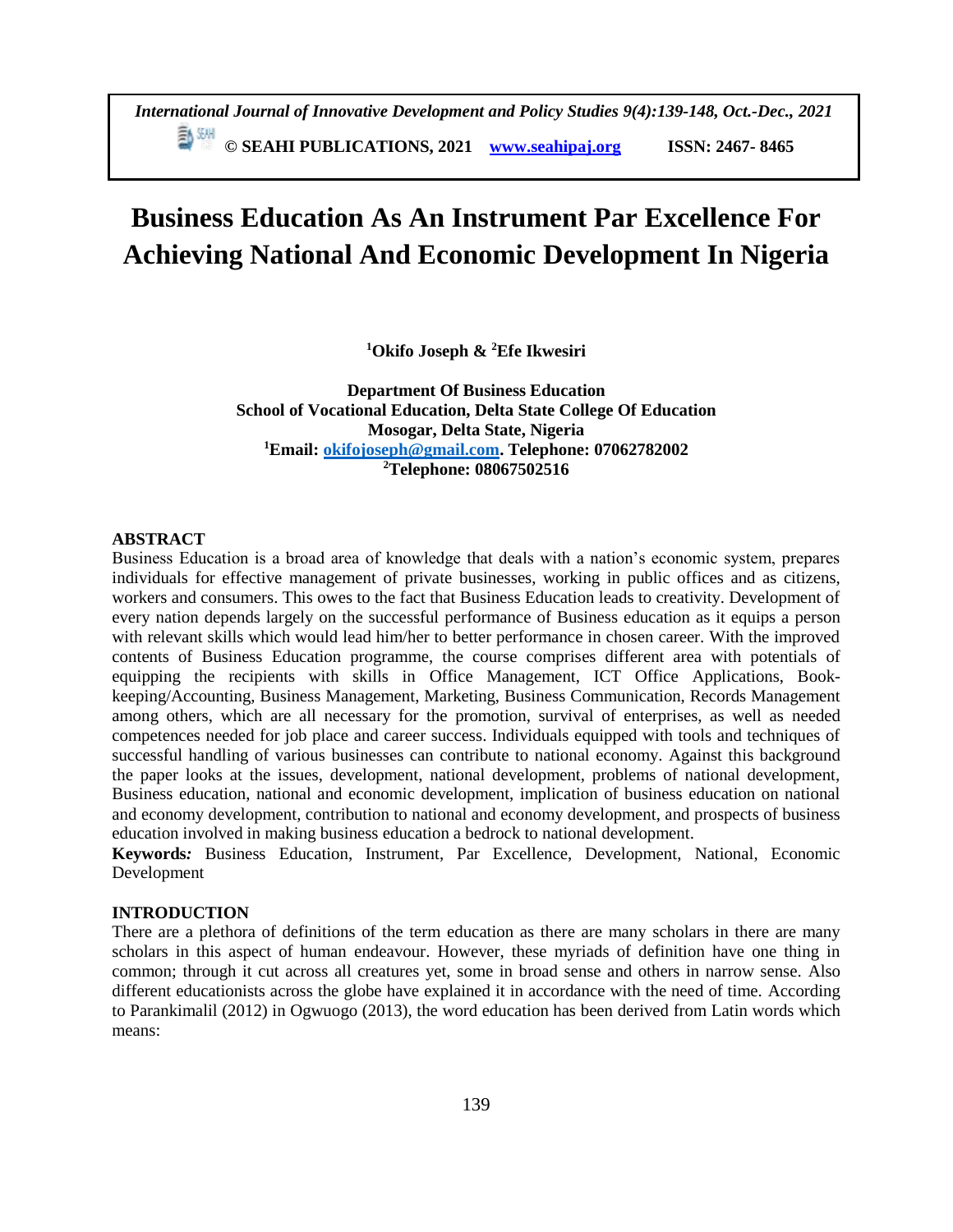# Business Education As An Instrument Par Excellence For Achieving National And Economic Development In Nigeria

**[1]Okifo Joseph & [2]Efe Ikwesiri**

**Department Of Business Education**
**School of Vocational Education, Delta State College Of Education**
**Mosogar, Delta State, Nigeria**
**[1]Email: okifojoseph@gmail.com. Telephone: 07062782002**
**[2]Telephone: 08067502516**

## ABSTRACT

Business Education is a broad area of knowledge that deals with a nation's economic system, prepares individuals for effective management of private businesses, working in public offices and as citizens, workers and consumers. This owes to the fact that Business Education leads to creativity. Development of every nation depends largely on the successful performance of Business education as it equips a person with relevant skills which would lead him/her to better performance in chosen career. With the improved contents of Business Education programme, the course comprises different area with potentials of equipping the recipients with skills in Office Management, ICT Office Applications, Book-keeping/Accounting, Business Management, Marketing, Business Communication, Records Management among others, which are all necessary for the promotion, survival of enterprises, as well as needed competences needed for job place and career success. Individuals equipped with tools and techniques of successful handling of various businesses can contribute to national economy. Against this background the paper looks at the issues, development, national development, problems of national development, Business education, national and economic development, implication of business education on national and economy development, contribution to national and economy development, and prospects of business education involved in making business education a bedrock to national development.

**Keywords*:*** Business Education, Instrument, Par Excellence, Development, National, Economic Development

## INTRODUCTION

There are a plethora of definitions of the term education as there are many scholars in there are many scholars in this aspect of human endeavour. However, these myriads of definition have one thing in common; through it cut across all creatures yet, some in broad sense and others in narrow sense. Also different educationists across the globe have explained it in accordance with the need of time. According to Parankimalil (2012) in Ogwuogo (2013), the word education has been derived from Latin words which means: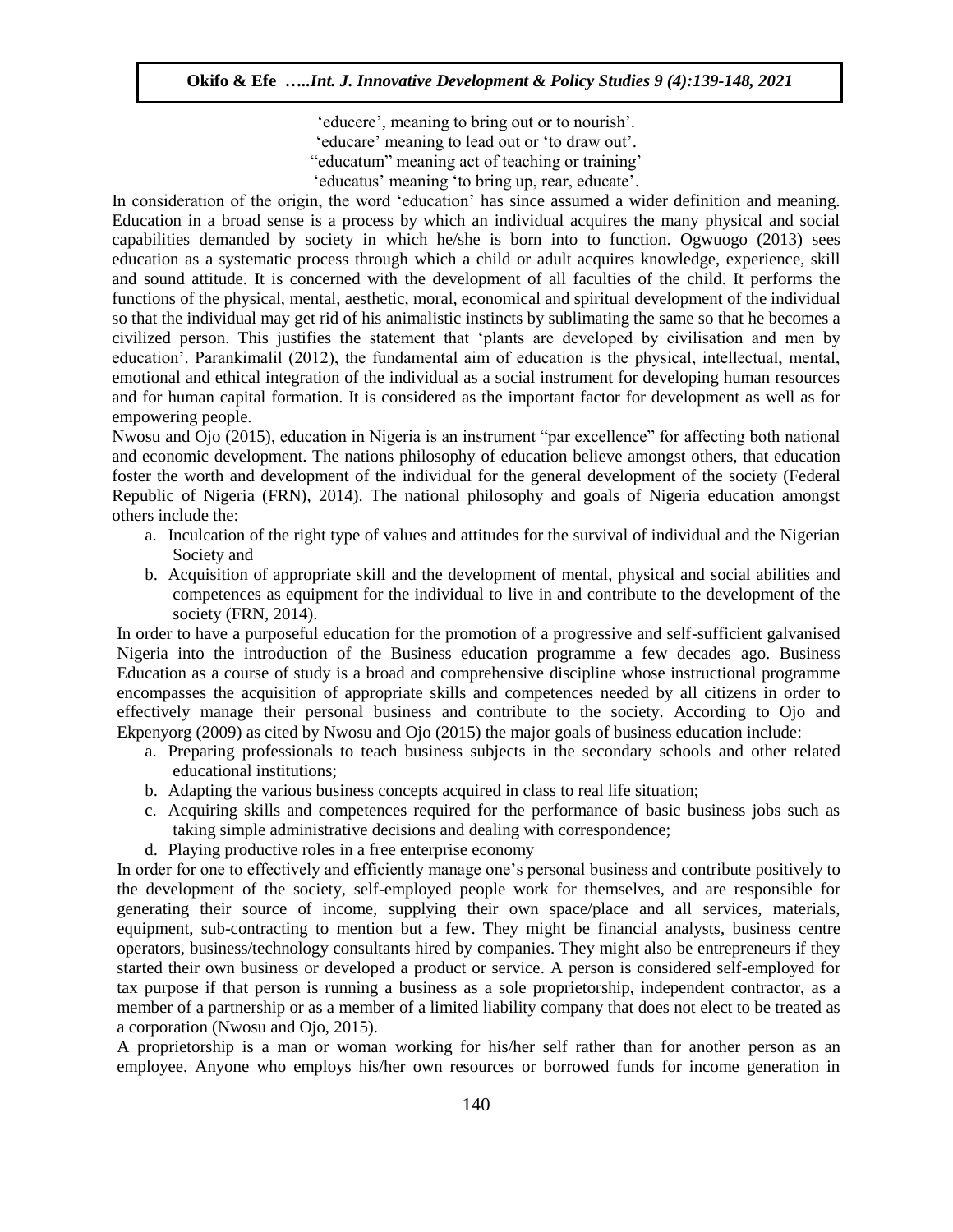'educere', meaning to bring out or to nourish'.
'educare' meaning to lead out or 'to draw out'.
"educatum" meaning act of teaching or training'
'educatus' meaning 'to bring up, rear, educate'.

In consideration of the origin, the word 'education' has since assumed a wider definition and meaning. Education in a broad sense is a process by which an individual acquires the many physical and social capabilities demanded by society in which he/she is born into to function. Ogwuogo (2013) sees education as a systematic process through which a child or adult acquires knowledge, experience, skill and sound attitude. It is concerned with the development of all faculties of the child. It performs the functions of the physical, mental, aesthetic, moral, economical and spiritual development of the individual so that the individual may get rid of his animalistic instincts by sublimating the same so that he becomes a civilized person. This justifies the statement that 'plants are developed by civilisation and men by education'. Parankimalil (2012), the fundamental aim of education is the physical, intellectual, mental, emotional and ethical integration of the individual as a social instrument for developing human resources and for human capital formation. It is considered as the important factor for development as well as for empowering people.

Nwosu and Ojo (2015), education in Nigeria is an instrument "par excellence" for affecting both national and economic development. The nations philosophy of education believe amongst others, that education foster the worth and development of the individual for the general development of the society (Federal Republic of Nigeria (FRN), 2014). The national philosophy and goals of Nigeria education amongst others include the:

a. Inculcation of the right type of values and attitudes for the survival of individual and the Nigerian Society and
b. Acquisition of appropriate skill and the development of mental, physical and social abilities and competences as equipment for the individual to live in and contribute to the development of the society (FRN, 2014).

In order to have a purposeful education for the promotion of a progressive and self-sufficient galvanised Nigeria into the introduction of the Business education programme a few decades ago. Business Education as a course of study is a broad and comprehensive discipline whose instructional programme encompasses the acquisition of appropriate skills and competences needed by all citizens in order to effectively manage their personal business and contribute to the society. According to Ojo and Ekpenyorg (2009) as cited by Nwosu and Ojo (2015) the major goals of business education include:

a. Preparing professionals to teach business subjects in the secondary schools and other related educational institutions;
b. Adapting the various business concepts acquired in class to real life situation;
c. Acquiring skills and competences required for the performance of basic business jobs such as taking simple administrative decisions and dealing with correspondence;
d. Playing productive roles in a free enterprise economy

In order for one to effectively and efficiently manage one's personal business and contribute positively to the development of the society, self-employed people work for themselves, and are responsible for generating their source of income, supplying their own space/place and all services, materials, equipment, sub-contracting to mention but a few. They might be financial analysts, business centre operators, business/technology consultants hired by companies. They might also be entrepreneurs if they started their own business or developed a product or service. A person is considered self-employed for tax purpose if that person is running a business as a sole proprietorship, independent contractor, as a member of a partnership or as a member of a limited liability company that does not elect to be treated as a corporation (Nwosu and Ojo, 2015).

A proprietorship is a man or woman working for his/her self rather than for another person as an employee. Anyone who employs his/her own resources or borrowed funds for income generation in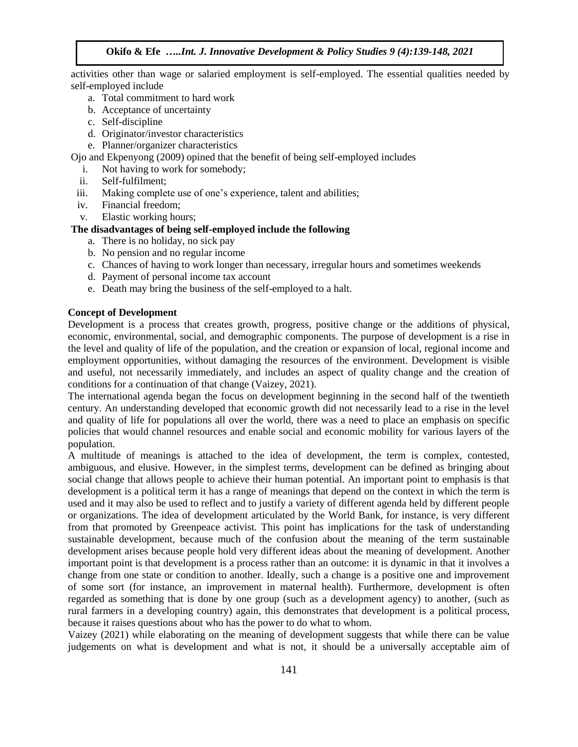activities other than wage or salaried employment is self-employed. The essential qualities needed by self-employed include

a. Total commitment to hard work
b. Acceptance of uncertainty
c. Self-discipline
d. Originator/investor characteristics
e. Planner/organizer characteristics

Ojo and Ekpenyong (2009) opined that the benefit of being self-employed includes

i. Not having to work for somebody;
ii. Self-fulfilment;
iii. Making complete use of one's experience, talent and abilities;
iv. Financial freedom;
v. Elastic working hours;

**The disadvantages of being self-employed include the following**

a. There is no holiday, no sick pay
b. No pension and no regular income
c. Chances of having to work longer than necessary, irregular hours and sometimes weekends
d. Payment of personal income tax account
e. Death may bring the business of the self-employed to a halt.

**Concept of Development**

Development is a process that creates growth, progress, positive change or the additions of physical, economic, environmental, social, and demographic components. The purpose of development is a rise in the level and quality of life of the population, and the creation or expansion of local, regional income and employment opportunities, without damaging the resources of the environment. Development is visible and useful, not necessarily immediately, and includes an aspect of quality change and the creation of conditions for a continuation of that change (Vaizey, 2021).

The international agenda began the focus on development beginning in the second half of the twentieth century. An understanding developed that economic growth did not necessarily lead to a rise in the level and quality of life for populations all over the world, there was a need to place an emphasis on specific policies that would channel resources and enable social and economic mobility for various layers of the population.

A multitude of meanings is attached to the idea of development, the term is complex, contested, ambiguous, and elusive. However, in the simplest terms, development can be defined as bringing about social change that allows people to achieve their human potential. An important point to emphasis is that development is a political term it has a range of meanings that depend on the context in which the term is used and it may also be used to reflect and to justify a variety of different agenda held by different people or organizations. The idea of development articulated by the World Bank, for instance, is very different from that promoted by Greenpeace activist. This point has implications for the task of understanding sustainable development, because much of the confusion about the meaning of the term sustainable development arises because people hold very different ideas about the meaning of development. Another important point is that development is a process rather than an outcome: it is dynamic in that it involves a change from one state or condition to another. Ideally, such a change is a positive one and improvement of some sort (for instance, an improvement in maternal health). Furthermore, development is often regarded as something that is done by one group (such as a development agency) to another, (such as rural farmers in a developing country) again, this demonstrates that development is a political process, because it raises questions about who has the power to do what to whom.

Vaizey (2021) while elaborating on the meaning of development suggests that while there can be value judgements on what is development and what is not, it should be a universally acceptable aim of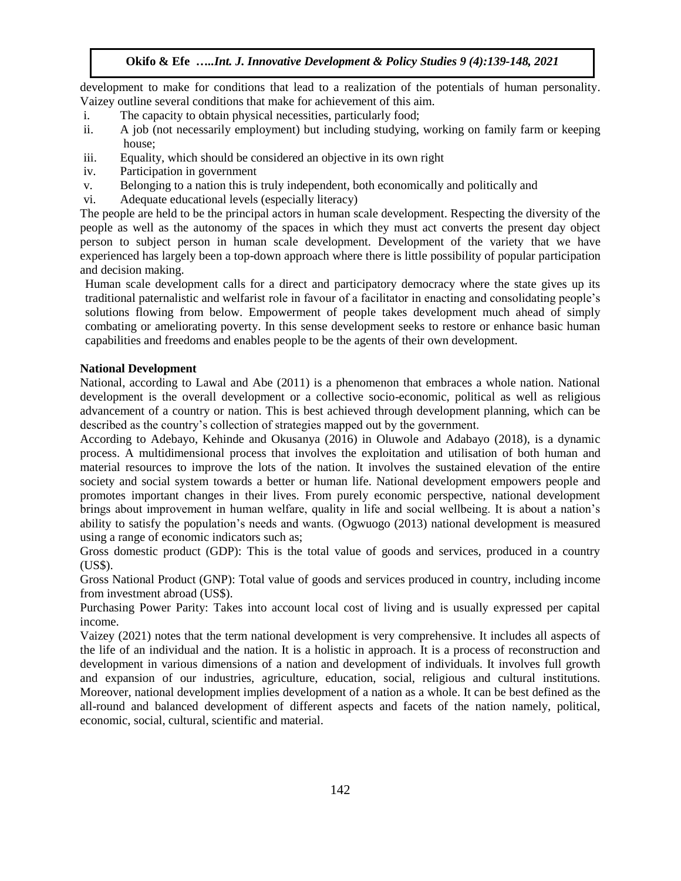development to make for conditions that lead to a realization of the potentials of human personality. Vaizey outline several conditions that make for achievement of this aim.

i. The capacity to obtain physical necessities, particularly food;
ii. A job (not necessarily employment) but including studying, working on family farm or keeping house;
iii. Equality, which should be considered an objective in its own right
iv. Participation in government
v. Belonging to a nation this is truly independent, both economically and politically and
vi. Adequate educational levels (especially literacy)

The people are held to be the principal actors in human scale development. Respecting the diversity of the people as well as the autonomy of the spaces in which they must act converts the present day object person to subject person in human scale development. Development of the variety that we have experienced has largely been a top-down approach where there is little possibility of popular participation and decision making.

Human scale development calls for a direct and participatory democracy where the state gives up its traditional paternalistic and welfarist role in favour of a facilitator in enacting and consolidating people's solutions flowing from below. Empowerment of people takes development much ahead of simply combating or ameliorating poverty. In this sense development seeks to restore or enhance basic human capabilities and freedoms and enables people to be the agents of their own development.

**National Development**

National, according to Lawal and Abe (2011) is a phenomenon that embraces a whole nation. National development is the overall development or a collective socio-economic, political as well as religious advancement of a country or nation. This is best achieved through development planning, which can be described as the country's collection of strategies mapped out by the government.

According to Adebayo, Kehinde and Okusanya (2016) in Oluwole and Adabayo (2018), is a dynamic process. A multidimensional process that involves the exploitation and utilisation of both human and material resources to improve the lots of the nation. It involves the sustained elevation of the entire society and social system towards a better or human life. National development empowers people and promotes important changes in their lives. From purely economic perspective, national development brings about improvement in human welfare, quality in life and social wellbeing. It is about a nation's ability to satisfy the population's needs and wants. (Ogwuogo (2013) national development is measured using a range of economic indicators such as;

Gross domestic product (GDP): This is the total value of goods and services, produced in a country (US$).

Gross National Product (GNP): Total value of goods and services produced in country, including income from investment abroad (US$).

Purchasing Power Parity: Takes into account local cost of living and is usually expressed per capital income.

Vaizey (2021) notes that the term national development is very comprehensive. It includes all aspects of the life of an individual and the nation. It is a holistic in approach. It is a process of reconstruction and development in various dimensions of a nation and development of individuals. It involves full growth and expansion of our industries, agriculture, education, social, religious and cultural institutions. Moreover, national development implies development of a nation as a whole. It can be best defined as the all-round and balanced development of different aspects and facets of the nation namely, political, economic, social, cultural, scientific and material.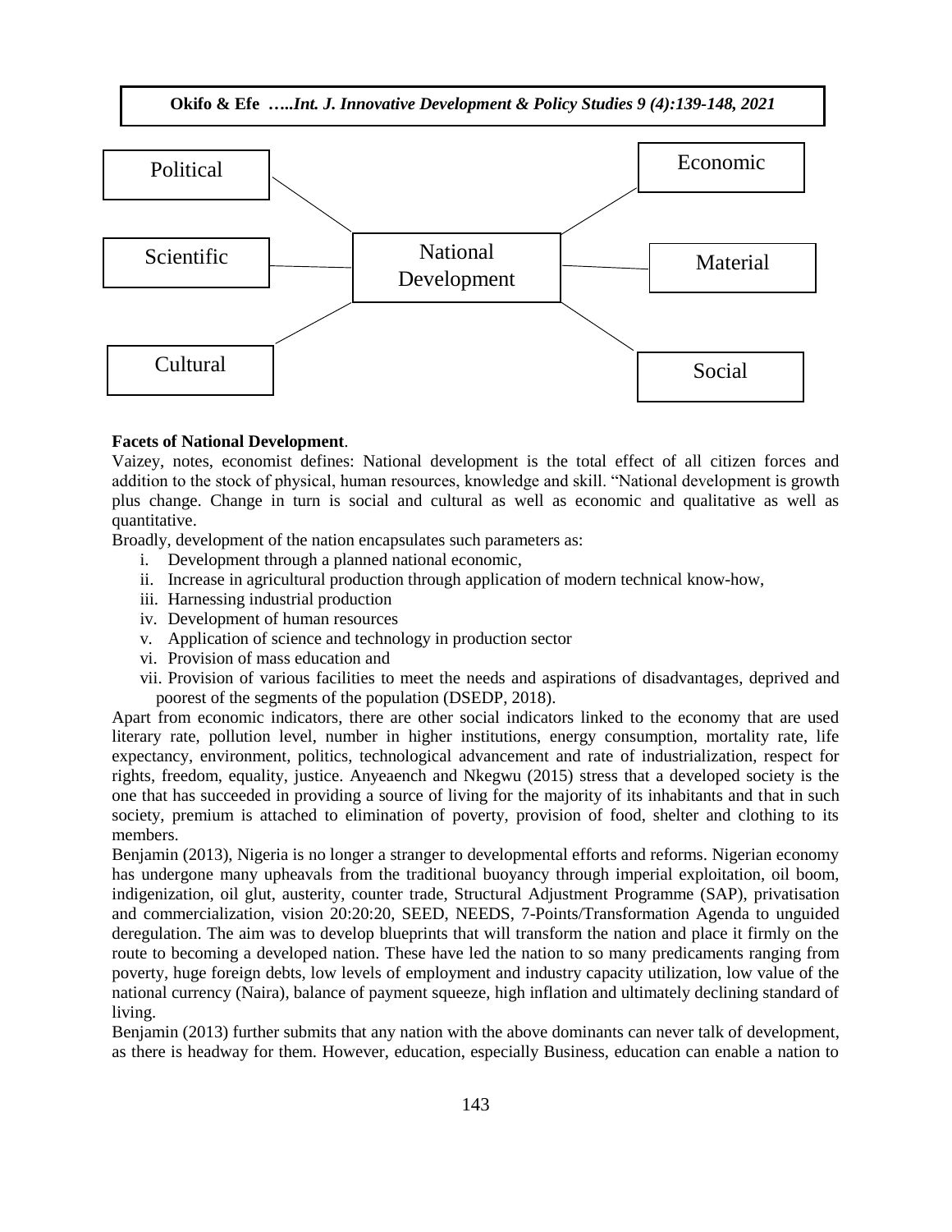Political

Scientific

Cultural

National Development

Economic

Material

Social

**Facets of National Development**.

Vaizey, notes, economist defines: National development is the total effect of all citizen forces and addition to the stock of physical, human resources, knowledge and skill. "National development is growth plus change. Change in turn is social and cultural as well as economic and qualitative as well as quantitative.

Broadly, development of the nation encapsulates such parameters as:

i. Development through a planned national economic,
ii. Increase in agricultural production through application of modern technical know-how,
iii. Harnessing industrial production
iv. Development of human resources
v. Application of science and technology in production sector
vi. Provision of mass education and
vii. Provision of various facilities to meet the needs and aspirations of disadvantages, deprived and poorest of the segments of the population (DSEDP, 2018).

Apart from economic indicators, there are other social indicators linked to the economy that are used literary rate, pollution level, number in higher institutions, energy consumption, mortality rate, life expectancy, environment, politics, technological advancement and rate of industrialization, respect for rights, freedom, equality, justice. Anyeaench and Nkegwu (2015) stress that a developed society is the one that has succeeded in providing a source of living for the majority of its inhabitants and that in such society, premium is attached to elimination of poverty, provision of food, shelter and clothing to its members.

Benjamin (2013), Nigeria is no longer a stranger to developmental efforts and reforms. Nigerian economy has undergone many upheavals from the traditional buoyancy through imperial exploitation, oil boom, indigenization, oil glut, austerity, counter trade, Structural Adjustment Programme (SAP), privatisation and commercialization, vision 20:20:20, SEED, NEEDS, 7-Points/Transformation Agenda to unguided deregulation. The aim was to develop blueprints that will transform the nation and place it firmly on the route to becoming a developed nation. These have led the nation to so many predicaments ranging from poverty, huge foreign debts, low levels of employment and industry capacity utilization, low value of the national currency (Naira), balance of payment squeeze, high inflation and ultimately declining standard of living.

Benjamin (2013) further submits that any nation with the above dominants can never talk of development, as there is headway for them. However, education, especially Business, education can enable a nation to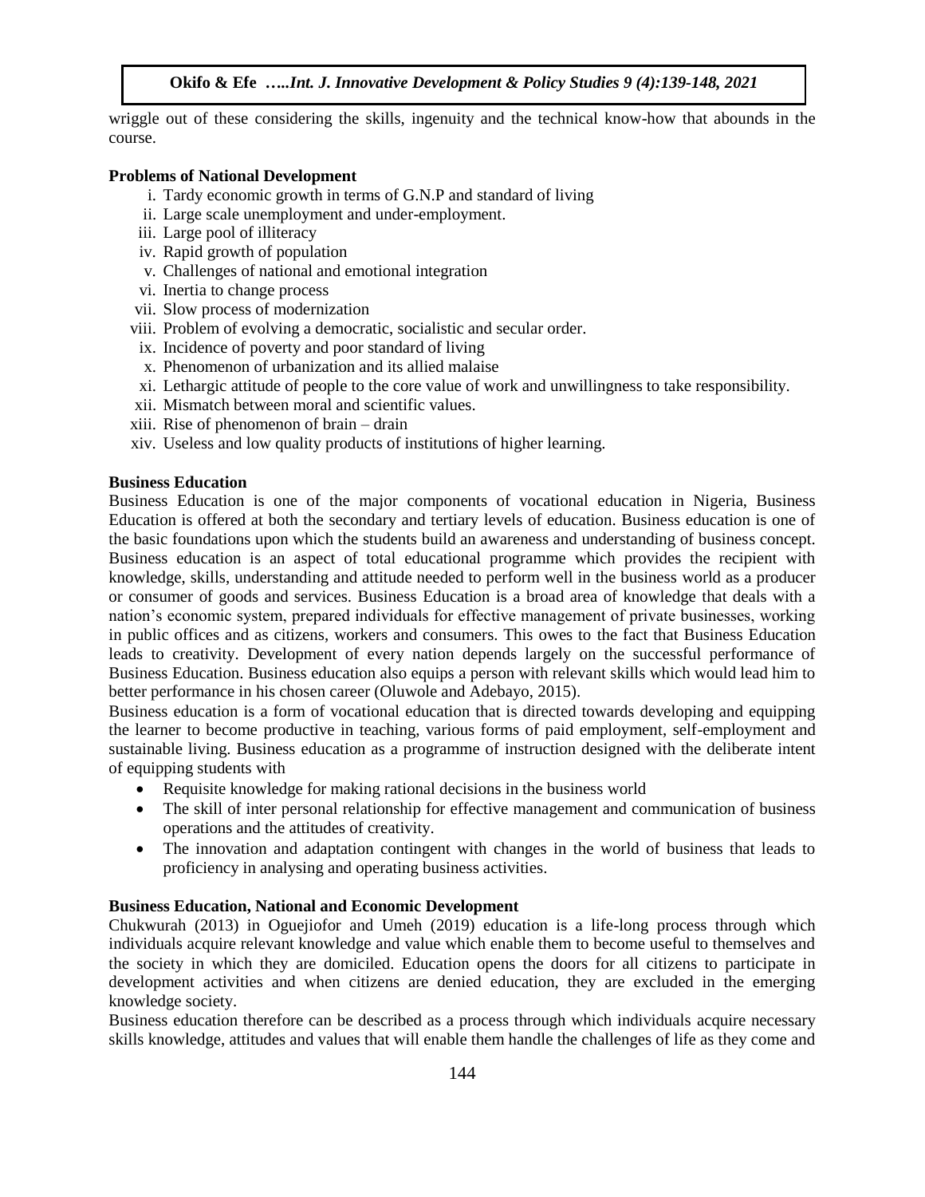wriggle out of these considering the skills, ingenuity and the technical know-how that abounds in the course.

**Problems of National Development**

i. Tardy economic growth in terms of G.N.P and standard of living
ii. Large scale unemployment and under-employment.
iii. Large pool of illiteracy
iv. Rapid growth of population
v. Challenges of national and emotional integration
vi. Inertia to change process
vii. Slow process of modernization
viii. Problem of evolving a democratic, socialistic and secular order.
ix. Incidence of poverty and poor standard of living
x. Phenomenon of urbanization and its allied malaise
xi. Lethargic attitude of people to the core value of work and unwillingness to take responsibility.
xii. Mismatch between moral and scientific values.
xiii. Rise of phenomenon of brain – drain
xiv. Useless and low quality products of institutions of higher learning.

**Business Education**

Business Education is one of the major components of vocational education in Nigeria, Business Education is offered at both the secondary and tertiary levels of education. Business education is one of the basic foundations upon which the students build an awareness and understanding of business concept. Business education is an aspect of total educational programme which provides the recipient with knowledge, skills, understanding and attitude needed to perform well in the business world as a producer or consumer of goods and services. Business Education is a broad area of knowledge that deals with a nation's economic system, prepared individuals for effective management of private businesses, working in public offices and as citizens, workers and consumers. This owes to the fact that Business Education leads to creativity. Development of every nation depends largely on the successful performance of Business Education. Business education also equips a person with relevant skills which would lead him to better performance in his chosen career (Oluwole and Adebayo, 2015).

Business education is a form of vocational education that is directed towards developing and equipping the learner to become productive in teaching, various forms of paid employment, self-employment and sustainable living. Business education as a programme of instruction designed with the deliberate intent of equipping students with

- Requisite knowledge for making rational decisions in the business world
- The skill of inter personal relationship for effective management and communication of business operations and the attitudes of creativity.
- The innovation and adaptation contingent with changes in the world of business that leads to proficiency in analysing and operating business activities.

**Business Education, National and Economic Development**

Chukwurah (2013) in Oguejiofor and Umeh (2019) education is a life-long process through which individuals acquire relevant knowledge and value which enable them to become useful to themselves and the society in which they are domiciled. Education opens the doors for all citizens to participate in development activities and when citizens are denied education, they are excluded in the emerging knowledge society.

Business education therefore can be described as a process through which individuals acquire necessary skills knowledge, attitudes and values that will enable them handle the challenges of life as they come and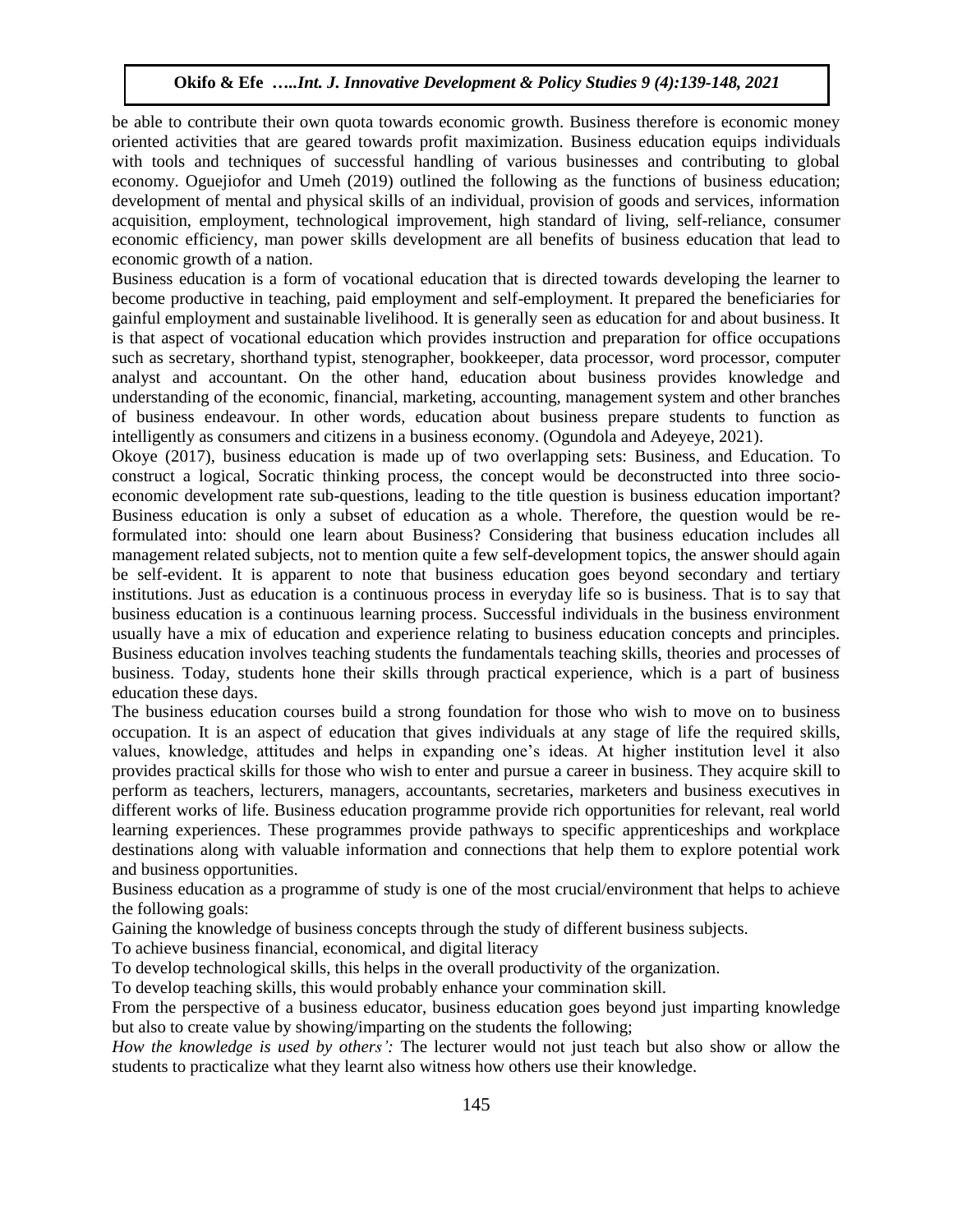be able to contribute their own quota towards economic growth. Business therefore is economic money oriented activities that are geared towards profit maximization. Business education equips individuals with tools and techniques of successful handling of various businesses and contributing to global economy. Oguejiofor and Umeh (2019) outlined the following as the functions of business education; development of mental and physical skills of an individual, provision of goods and services, information acquisition, employment, technological improvement, high standard of living, self-reliance, consumer economic efficiency, man power skills development are all benefits of business education that lead to economic growth of a nation.

Business education is a form of vocational education that is directed towards developing the learner to become productive in teaching, paid employment and self-employment. It prepared the beneficiaries for gainful employment and sustainable livelihood. It is generally seen as education for and about business. It is that aspect of vocational education which provides instruction and preparation for office occupations such as secretary, shorthand typist, stenographer, bookkeeper, data processor, word processor, computer analyst and accountant. On the other hand, education about business provides knowledge and understanding of the economic, financial, marketing, accounting, management system and other branches of business endeavour. In other words, education about business prepare students to function as intelligently as consumers and citizens in a business economy. (Ogundola and Adeyeye, 2021).

Okoye (2017), business education is made up of two overlapping sets: Business, and Education. To construct a logical, Socratic thinking process, the concept would be deconstructed into three socio-economic development rate sub-questions, leading to the title question is business education important? Business education is only a subset of education as a whole. Therefore, the question would be re-formulated into: should one learn about Business? Considering that business education includes all management related subjects, not to mention quite a few self-development topics, the answer should again be self-evident. It is apparent to note that business education goes beyond secondary and tertiary institutions. Just as education is a continuous process in everyday life so is business. That is to say that business education is a continuous learning process. Successful individuals in the business environment usually have a mix of education and experience relating to business education concepts and principles. Business education involves teaching students the fundamentals teaching skills, theories and processes of business. Today, students hone their skills through practical experience, which is a part of business education these days.

The business education courses build a strong foundation for those who wish to move on to business occupation. It is an aspect of education that gives individuals at any stage of life the required skills, values, knowledge, attitudes and helps in expanding one's ideas. At higher institution level it also provides practical skills for those who wish to enter and pursue a career in business. They acquire skill to perform as teachers, lecturers, managers, accountants, secretaries, marketers and business executives in different works of life. Business education programme provide rich opportunities for relevant, real world learning experiences. These programmes provide pathways to specific apprenticeships and workplace destinations along with valuable information and connections that help them to explore potential work and business opportunities.

Business education as a programme of study is one of the most crucial/environment that helps to achieve the following goals:

Gaining the knowledge of business concepts through the study of different business subjects.

To achieve business financial, economical, and digital literacy

To develop technological skills, this helps in the overall productivity of the organization.

To develop teaching skills, this would probably enhance your commination skill.

From the perspective of a business educator, business education goes beyond just imparting knowledge but also to create value by showing/imparting on the students the following;

*How the knowledge is used by others':* The lecturer would not just teach but also show or allow the students to practicalize what they learnt also witness how others use their knowledge.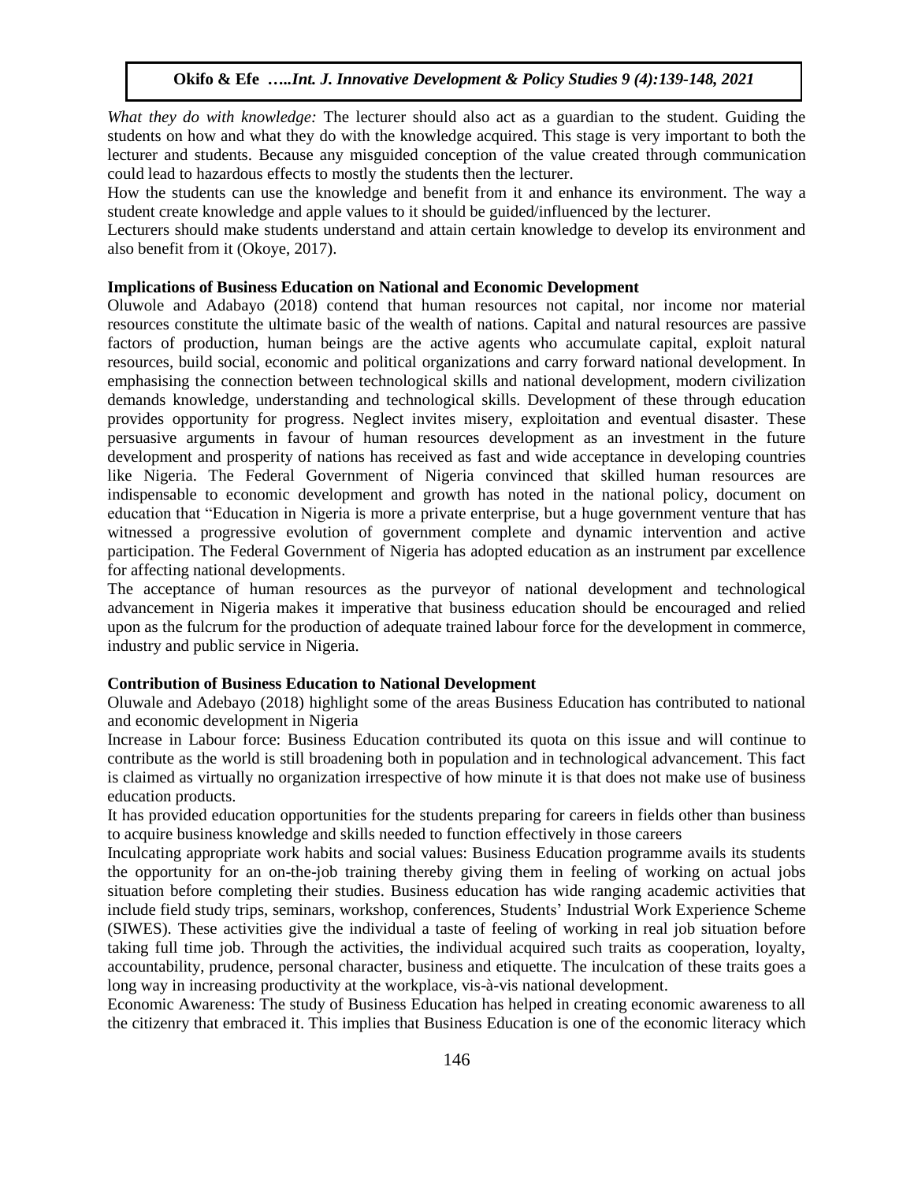*What they do with knowledge:* The lecturer should also act as a guardian to the student. Guiding the students on how and what they do with the knowledge acquired. This stage is very important to both the lecturer and students. Because any misguided conception of the value created through communication could lead to hazardous effects to mostly the students then the lecturer.

How the students can use the knowledge and benefit from it and enhance its environment. The way a student create knowledge and apple values to it should be guided/influenced by the lecturer.

Lecturers should make students understand and attain certain knowledge to develop its environment and also benefit from it (Okoye, 2017).

**Implications of Business Education on National and Economic Development**

Oluwole and Adabayo (2018) contend that human resources not capital, nor income nor material resources constitute the ultimate basic of the wealth of nations. Capital and natural resources are passive factors of production, human beings are the active agents who accumulate capital, exploit natural resources, build social, economic and political organizations and carry forward national development. In emphasising the connection between technological skills and national development, modern civilization demands knowledge, understanding and technological skills. Development of these through education provides opportunity for progress. Neglect invites misery, exploitation and eventual disaster. These persuasive arguments in favour of human resources development as an investment in the future development and prosperity of nations has received as fast and wide acceptance in developing countries like Nigeria. The Federal Government of Nigeria convinced that skilled human resources are indispensable to economic development and growth has noted in the national policy, document on education that "Education in Nigeria is more a private enterprise, but a huge government venture that has witnessed a progressive evolution of government complete and dynamic intervention and active participation. The Federal Government of Nigeria has adopted education as an instrument par excellence for affecting national developments.

The acceptance of human resources as the purveyor of national development and technological advancement in Nigeria makes it imperative that business education should be encouraged and relied upon as the fulcrum for the production of adequate trained labour force for the development in commerce, industry and public service in Nigeria.

**Contribution of Business Education to National Development**

Oluwale and Adebayo (2018) highlight some of the areas Business Education has contributed to national and economic development in Nigeria

Increase in Labour force: Business Education contributed its quota on this issue and will continue to contribute as the world is still broadening both in population and in technological advancement. This fact is claimed as virtually no organization irrespective of how minute it is that does not make use of business education products.

It has provided education opportunities for the students preparing for careers in fields other than business to acquire business knowledge and skills needed to function effectively in those careers

Inculcating appropriate work habits and social values: Business Education programme avails its students the opportunity for an on-the-job training thereby giving them in feeling of working on actual jobs situation before completing their studies. Business education has wide ranging academic activities that include field study trips, seminars, workshop, conferences, Students' Industrial Work Experience Scheme (SIWES). These activities give the individual a taste of feeling of working in real job situation before taking full time job. Through the activities, the individual acquired such traits as cooperation, loyalty, accountability, prudence, personal character, business and etiquette. The inculcation of these traits goes a long way in increasing productivity at the workplace, vis-à-vis national development.

Economic Awareness: The study of Business Education has helped in creating economic awareness to all the citizenry that embraced it. This implies that Business Education is one of the economic literacy which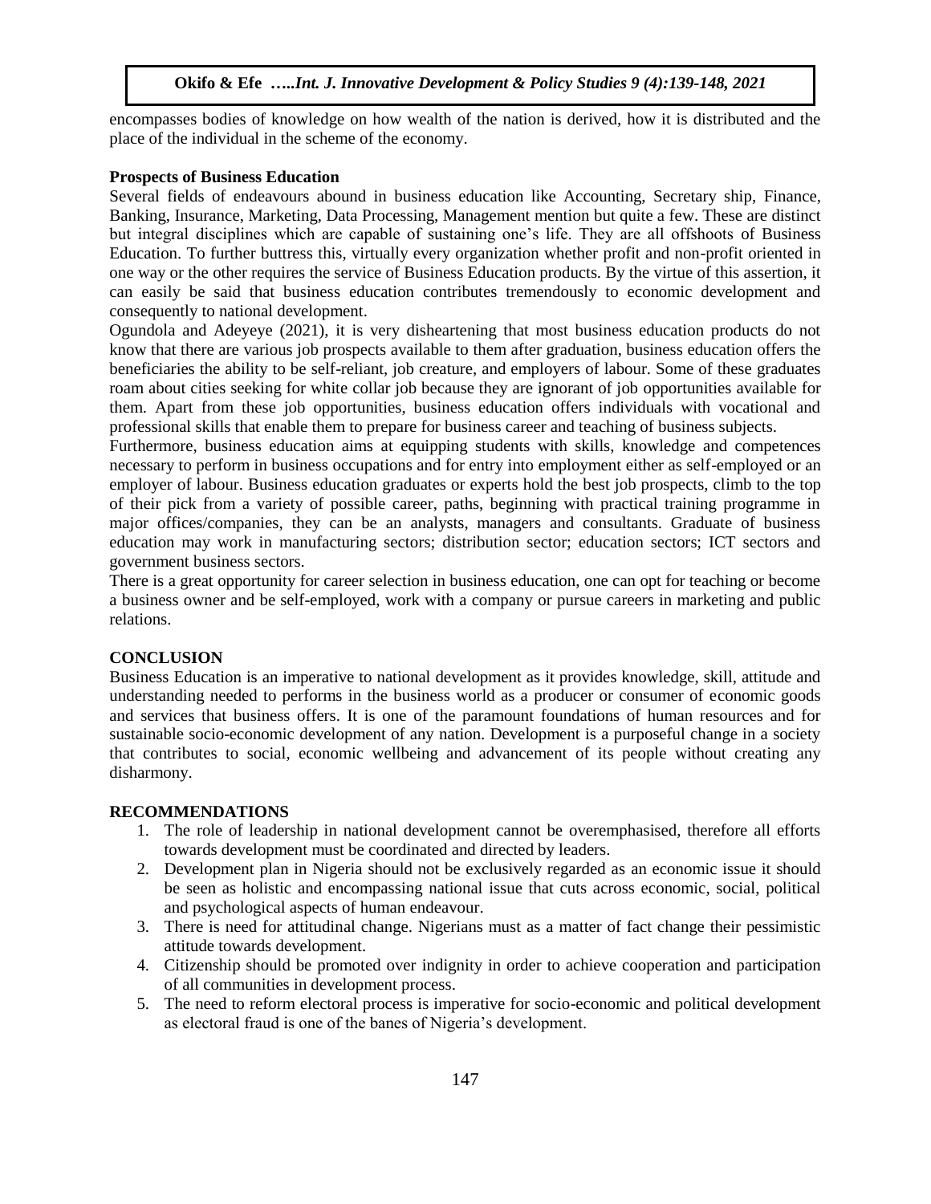encompasses bodies of knowledge on how wealth of the nation is derived, how it is distributed and the place of the individual in the scheme of the economy.

**Prospects of Business Education**

Several fields of endeavours abound in business education like Accounting, Secretary ship, Finance, Banking, Insurance, Marketing, Data Processing, Management mention but quite a few. These are distinct but integral disciplines which are capable of sustaining one's life. They are all offshoots of Business Education. To further buttress this, virtually every organization whether profit and non-profit oriented in one way or the other requires the service of Business Education products. By the virtue of this assertion, it can easily be said that business education contributes tremendously to economic development and consequently to national development.

Ogundola and Adeyeye (2021), it is very disheartening that most business education products do not know that there are various job prospects available to them after graduation, business education offers the beneficiaries the ability to be self-reliant, job creature, and employers of labour. Some of these graduates roam about cities seeking for white collar job because they are ignorant of job opportunities available for them. Apart from these job opportunities, business education offers individuals with vocational and professional skills that enable them to prepare for business career and teaching of business subjects.

Furthermore, business education aims at equipping students with skills, knowledge and competences necessary to perform in business occupations and for entry into employment either as self-employed or an employer of labour. Business education graduates or experts hold the best job prospects, climb to the top of their pick from a variety of possible career, paths, beginning with practical training programme in major offices/companies, they can be an analysts, managers and consultants. Graduate of business education may work in manufacturing sectors; distribution sector; education sectors; ICT sectors and government business sectors.

There is a great opportunity for career selection in business education, one can opt for teaching or become a business owner and be self-employed, work with a company or pursue careers in marketing and public relations.

## CONCLUSION

Business Education is an imperative to national development as it provides knowledge, skill, attitude and understanding needed to performs in the business world as a producer or consumer of economic goods and services that business offers. It is one of the paramount foundations of human resources and for sustainable socio-economic development of any nation. Development is a purposeful change in a society that contributes to social, economic wellbeing and advancement of its people without creating any disharmony.

## RECOMMENDATIONS

1. The role of leadership in national development cannot be overemphasised, therefore all efforts towards development must be coordinated and directed by leaders.
2. Development plan in Nigeria should not be exclusively regarded as an economic issue it should be seen as holistic and encompassing national issue that cuts across economic, social, political and psychological aspects of human endeavour.
3. There is need for attitudinal change. Nigerians must as a matter of fact change their pessimistic attitude towards development.
4. Citizenship should be promoted over indignity in order to achieve cooperation and participation of all communities in development process.
5. The need to reform electoral process is imperative for socio-economic and political development as electoral fraud is one of the banes of Nigeria's development.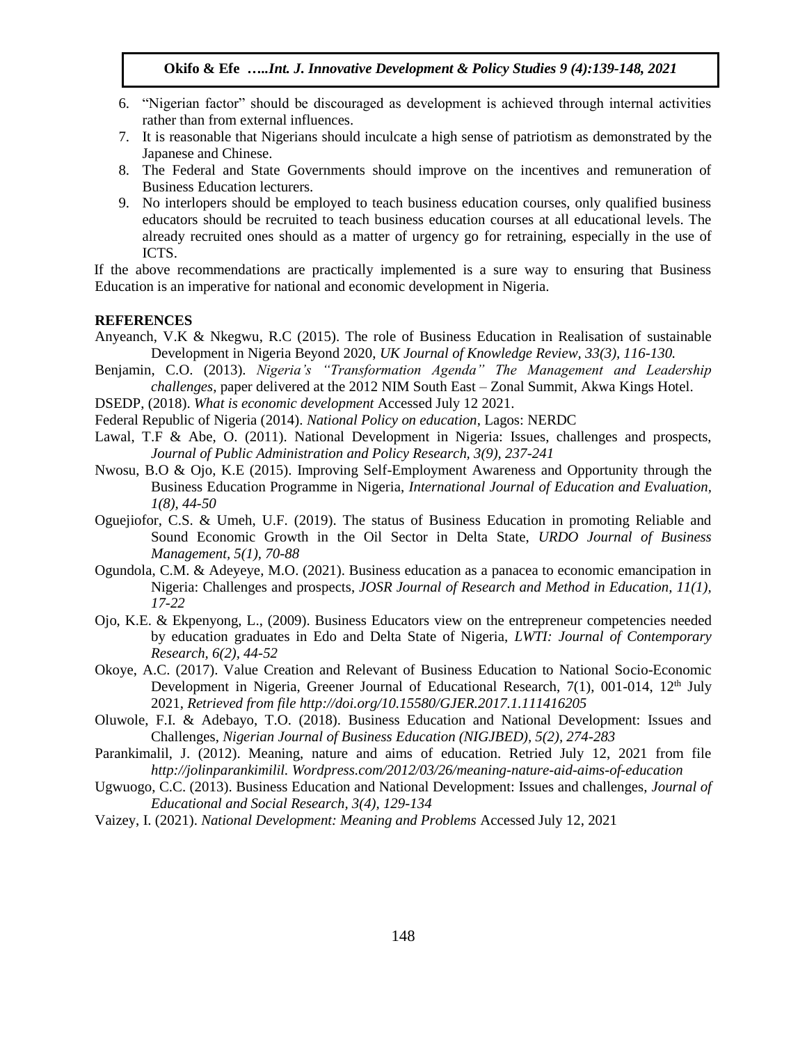6. "Nigerian factor" should be discouraged as development is achieved through internal activities rather than from external influences.
7. It is reasonable that Nigerians should inculcate a high sense of patriotism as demonstrated by the Japanese and Chinese.
8. The Federal and State Governments should improve on the incentives and remuneration of Business Education lecturers.
9. No interlopers should be employed to teach business education courses, only qualified business educators should be recruited to teach business education courses at all educational levels. The already recruited ones should as a matter of urgency go for retraining, especially in the use of ICTS.

If the above recommendations are practically implemented is a sure way to ensuring that Business Education is an imperative for national and economic development in Nigeria.

**REFERENCES**

Anyeanch, V.K & Nkegwu, R.C (2015). The role of Business Education in Realisation of sustainable Development in Nigeria Beyond 2020, *UK Journal of Knowledge Review, 33(3), 116-130.*

Benjamin, C.O. (2013). *Nigeria's "Transformation Agenda" The Management and Leadership challenges*, paper delivered at the 2012 NIM South East – Zonal Summit, Akwa Kings Hotel.

DSEDP, (2018). *What is economic development* Accessed July 12 2021.

Federal Republic of Nigeria (2014). *National Policy on education*, Lagos: NERDC

Lawal, T.F & Abe, O. (2011). National Development in Nigeria: Issues, challenges and prospects, *Journal of Public Administration and Policy Research, 3(9), 237-241*

Nwosu, B.O & Ojo, K.E (2015). Improving Self-Employment Awareness and Opportunity through the Business Education Programme in Nigeria, *International Journal of Education and Evaluation, 1(8), 44-50*

Oguejiofor, C.S. & Umeh, U.F. (2019). The status of Business Education in promoting Reliable and Sound Economic Growth in the Oil Sector in Delta State, *URDO Journal of Business Management, 5(1), 70-88*

Ogundola, C.M. & Adeyeye, M.O. (2021). Business education as a panacea to economic emancipation in Nigeria: Challenges and prospects, *JOSR Journal of Research and Method in Education, 11(1), 17-22*

Ojo, K.E. & Ekpenyong, L., (2009). Business Educators view on the entrepreneur competencies needed by education graduates in Edo and Delta State of Nigeria, *LWTI: Journal of Contemporary Research, 6(2), 44-52*

Okoye, A.C. (2017). Value Creation and Relevant of Business Education to National Socio-Economic Development in Nigeria, Greener Journal of Educational Research, 7(1), 001-014, 12th July 2021, *Retrieved from file http://doi.org/10.15580/GJER.2017.1.111416205*

Oluwole, F.I. & Adebayo, T.O. (2018). Business Education and National Development: Issues and Challenges, *Nigerian Journal of Business Education (NIGJBED), 5(2), 274-283*

Parankimalil, J. (2012). Meaning, nature and aims of education. Retried July 12, 2021 from file *http://jolinparankimilil. Wordpress.com/2012/03/26/meaning-nature-aid-aims-of-education*

Ugwuogo, C.C. (2013). Business Education and National Development: Issues and challenges, *Journal of Educational and Social Research, 3(4), 129-134*

Vaizey, I. (2021). *National Development: Meaning and Problems* Accessed July 12, 2021